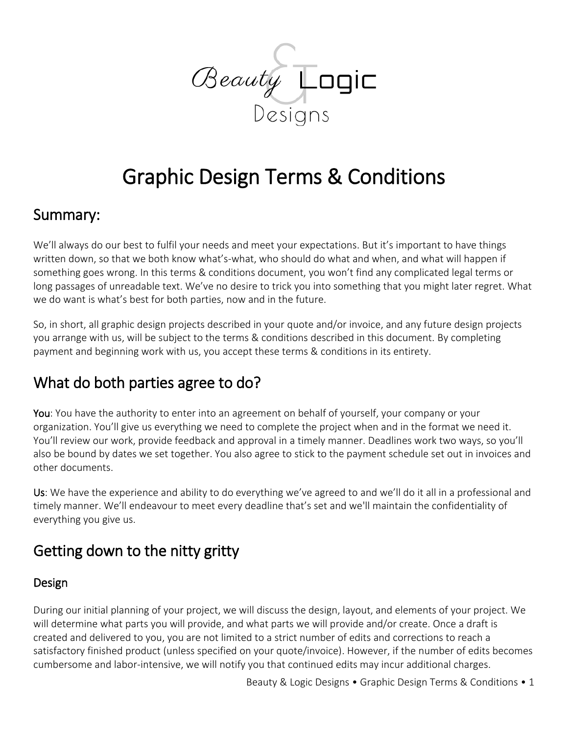Beauty & Logic Designs

# Graphic Design Terms & Conditions

## Summary:

We'll always do our best to fulfil your needs and meet your expectations. But it's important to have things written down, so that we both know what's-what, who should do what and when, and what will happen if something goes wrong. In this terms & conditions document, you won't find any complicated legal terms or long passages of unreadable text. We've no desire to trick you into something that you might later regret. What we do want is what's best for both parties, now and in the future.

So, in short, all graphic design projects described in your quote and/or invoice, and any future design projects you arrange with us, will be subject to the terms & conditions described in this document. By completing payment and beginning work with us, you accept these terms & conditions in its entirety.

## What do both parties agree to do?

**You**: You have the authority to enter into an agreement on behalf of yourself, your company or your organization. You'll give us everything we need to complete the project when and in the format we need it. You'll review our work, provide feedback and approval in a timely manner. Deadlines work two ways, so you'll also be bound by dates we set together. You also agree to stick to the payment schedule set out in invoices and other documents.

**Us**: We have the experience and ability to do everything we've agreed to and we'll do it all in a professional and timely manner. We'll endeavour to meet every deadline that's set and we'll maintain the confidentiality of everything you give us.

## Getting down to the nitty gritty

### Design

During our initial planning of your project, we will discuss the design, layout, and elements of your project. We will determine what parts you will provide, and what parts we will provide and/or create. Once a draft is created and delivered to you, you are not limited to a strict number of edits and corrections to reach a satisfactory finished product (unless specified on your quote/invoice). However, if the number of edits becomes cumbersome and labor-intensive, we will notify you that continued edits may incur additional charges.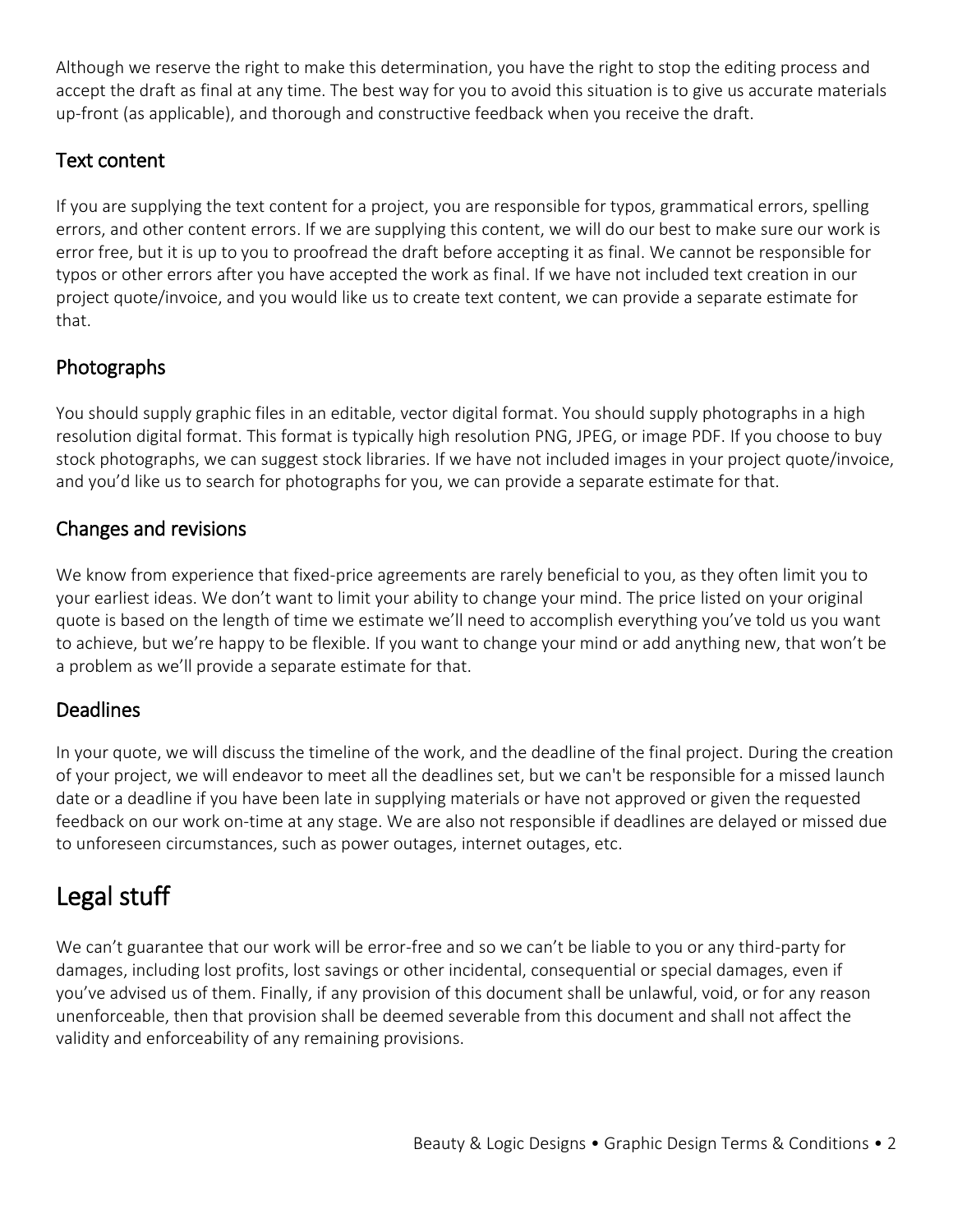Although we reserve the right to make this determination, you have the right to stop the editing process and accept the draft as final at any time. The best way for you to avoid this situation is to give us accurate materials up-front (as applicable), and thorough and constructive feedback when you receive the draft.

## Text content

If you are supplying the text content for a project, you are responsible for typos, grammatical errors, spelling errors, and other content errors. If we are supplying this content, we will do our best to make sure our work is error free, but it is up to you to proofread the draft before accepting it as final. We cannot be responsible for typos or other errors after you have accepted the work as final. If we have not included text creation in our project quote/invoice, and you would like us to create text content, we can provide a separate estimate for that.

## Photographs

You should supply graphic files in an editable, vector digital format. You should supply photographs in a high resolution digital format. This format is typically high resolution PNG, JPEG, or image PDF. If you choose to buy stock photographs, we can suggest stock libraries. If we have not included images in your project quote/invoice, and you'd like us to search for photographs for you, we can provide a separate estimate for that.

## Changes and revisions

We know from experience that fixed-price agreements are rarely beneficial to you, as they often limit you to your earliest ideas. We don't want to limit your ability to change your mind. The price listed on your original quote is based on the length of time we estimate we'll need to accomplish everything you've told us you want to achieve, but we're happy to be flexible. If you want to change your mind or add anything new, that won't be a problem as we'll provide a separate estimate for that.

## Deadlines

In your quote, we will discuss the timeline of the work, and the deadline of the final project. During the creation of your project, we will endeavor to meet all the deadlines set, but we can't be responsible for a missed launch date or a deadline if you have been late in supplying materials or have not approved or given the requested feedback on our work on-time at any stage. We are also not responsible if deadlines are delayed or missed due to unforeseen circumstances, such as power outages, internet outages, etc.

# Legal stuff

We can't guarantee that our work will be error-free and so we can't be liable to you or any third-party for damages, including lost profits, lost savings or other incidental, consequential or special damages, even if you've advised us of them. Finally, if any provision of this document shall be unlawful, void, or for any reason unenforceable, then that provision shall be deemed severable from this document and shall not affect the validity and enforceability of any remaining provisions.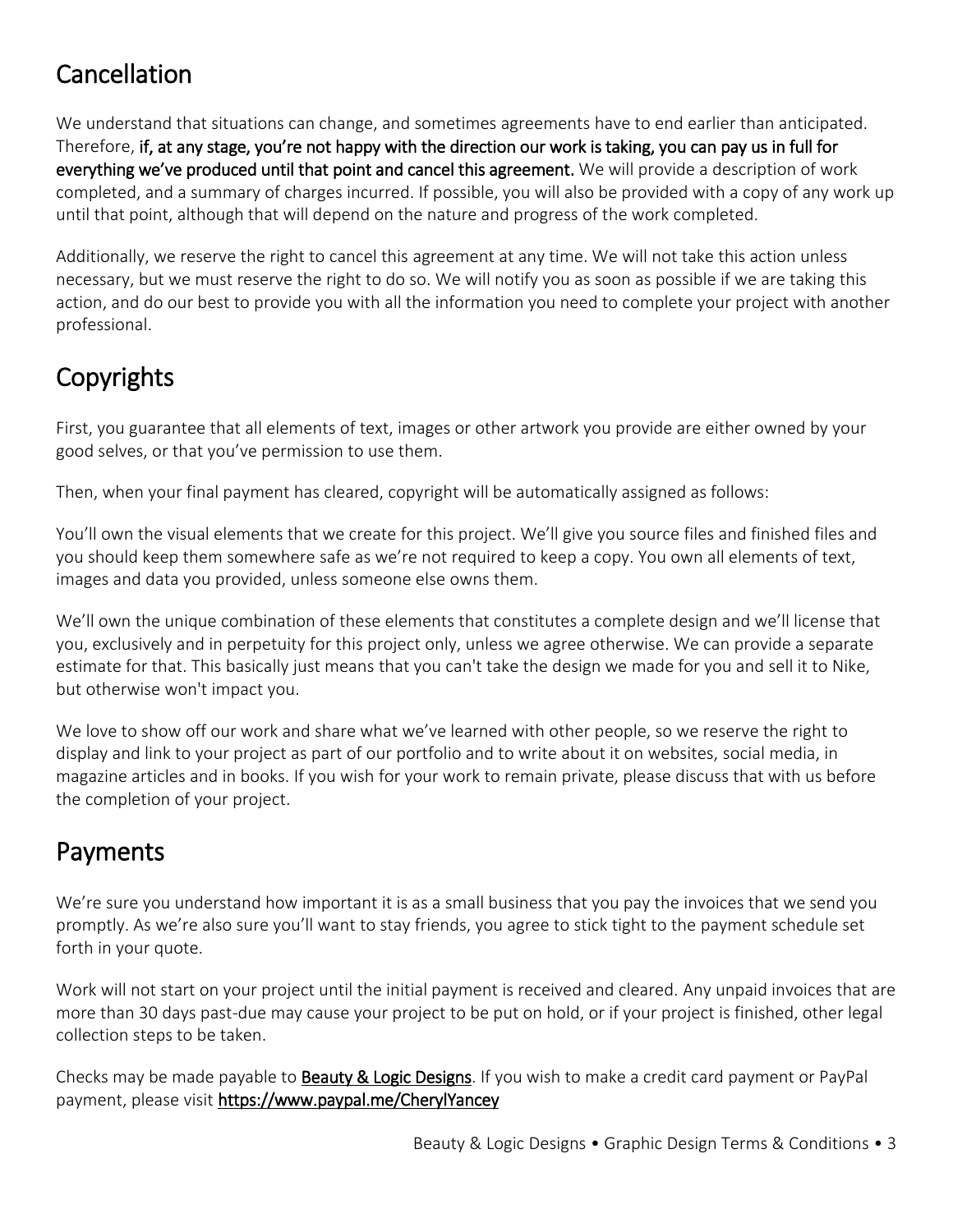## Cancellation

We understand that situations can change, and sometimes agreements have to end earlier than anticipated. Therefore, **if, at any stage, you're not happy with the direction our work is taking, you can pay us in full for everything we've produced until that point and cancel this agreement.** We will provide a description of work completed, and a summary of charges incurred. If possible, you will also be provided with a copy of any work up until that point, although that will depend on the nature and progress of the work completed.

Additionally, we reserve the right to cancel this agreement at any time. We will not take this action unless necessary, but we must reserve the right to do so. We will notify you as soon as possible if we are taking this action, and do our best to provide you with all the information you need to complete your project with another professional.

## Copyrights

First, you guarantee that all elements of text, images or other artwork you provide are either owned by your good selves, or that you've permission to use them.

Then, when your final payment has cleared, copyright will be automatically assigned as follows:

You'll own the visual elements that we create for this project. We'll give you source files and finished files and you should keep them somewhere safe as we're not required to keep a copy. You own all elements of text, images and data you provided, unless someone else owns them.

We'll own the unique combination of these elements that constitutes a complete design and we'll license that you, exclusively and in perpetuity for this project only, unless we agree otherwise. We can provide a separate estimate for that. This basically just means that you can't take the design we made for you and sell it to Nike, but otherwise won't impact you.

We love to show off our work and share what we've learned with other people, so we reserve the right to display and link to your project as part of our portfolio and to write about it on websites, social media, in magazine articles and in books. If you wish for your work to remain private, please discuss that with us before the completion of your project.

## Payments

We're sure you understand how important it is as a small business that you pay the invoices that we send you promptly. As we're also sure you'll want to stay friends, you agree to stick tight to the payment schedule set forth in your quote.

Work will not start on your project until the initial payment is received and cleared. Any unpaid invoices that are more than 30 days past-due may cause your project to be put on hold, or if your project is finished, other legal collection steps to be taken.

Checks may be made payable to **Beauty & Logic Designs**. If you wish to make a credit card payment or PayPal payment, please visit **https://www.paypal.me/CherylYancey**